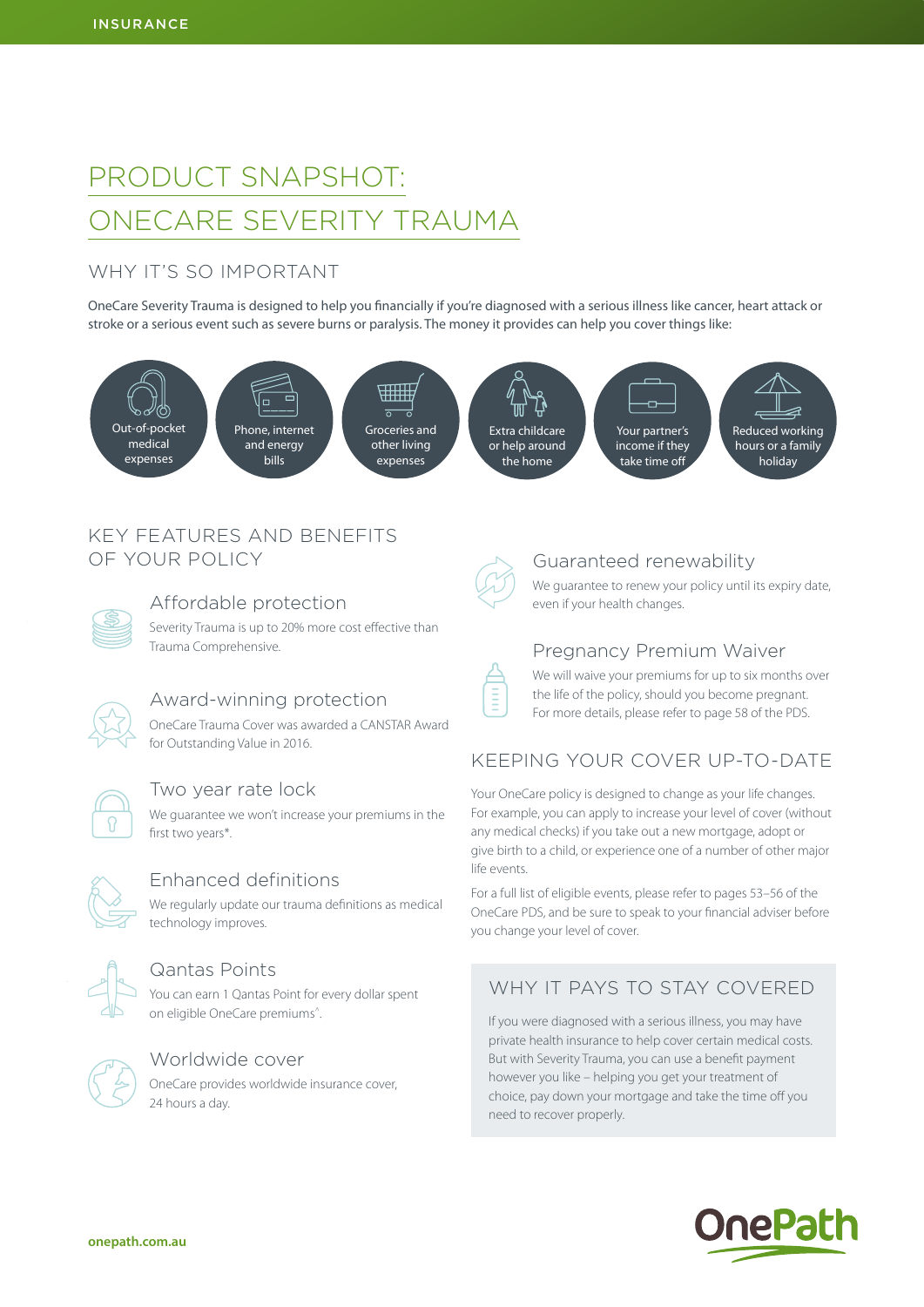# PRODUCT SNAPSHOT: ONECARE SEVERITY TRAUMA

## WHY IT'S SO IMPORTANT

OneCare Severity Trauma is designed to help you financially if you're diagnosed with a serious illness like cancer, heart attack or stroke or a serious event such as severe burns or paralysis. The money it provides can help you cover things like:

- Out-of-pocket medical expenses
- Phone, internet and energy bills
- Groceries and other living expenses
- Extra childcare or help around the home
- Your partner's income if they take time off
- Reduced working hours or a family holiday

## KEY FEATURES AND BENEFITS OF YOUR POLICY

### Affordable protection

Severity Trauma is up to 20% more cost effective than Trauma Comprehensive.

### Award-winning protection

OneCare Trauma Cover was awarded a CANSTAR Award for Outstanding Value in 2016.

### Two year rate lock

We guarantee we won't increase your premiums in the first two years*.

### Enhanced definitions

We regularly update our trauma definitions as medical technology improves.

### Qantas Points

You can earn 1 Qantas Point for every dollar spent on eligible OneCare premiums^.

### Worldwide cover

OneCare provides worldwide insurance cover, 24 hours a day.

### Guaranteed renewability

We guarantee to renew your policy until its expiry date, even if your health changes.

### Pregnancy Premium Waiver

We will waive your premiums for up to six months over the life of the policy, should you become pregnant. For more details, please refer to page 58 of the PDS.

## KEEPING YOUR COVER UP-TO-DATE

Your OneCare policy is designed to change as your life changes. For example, you can apply to increase your level of cover (without any medical checks) if you take out a new mortgage, adopt or give birth to a child, or experience one of a number of other major life events.

For a full list of eligible events, please refer to pages 53–56 of the OneCare PDS, and be sure to speak to your financial adviser before you change your level of cover.

## WHY IT PAYS TO STAY COVERED

If you were diagnosed with a serious illness, you may have private health insurance to help cover certain medical costs. But with Severity Trauma, you can use a benefit payment however you like – helping you get your treatment of choice, pay down your mortgage and take the time off you need to recover properly.

onepath.com.au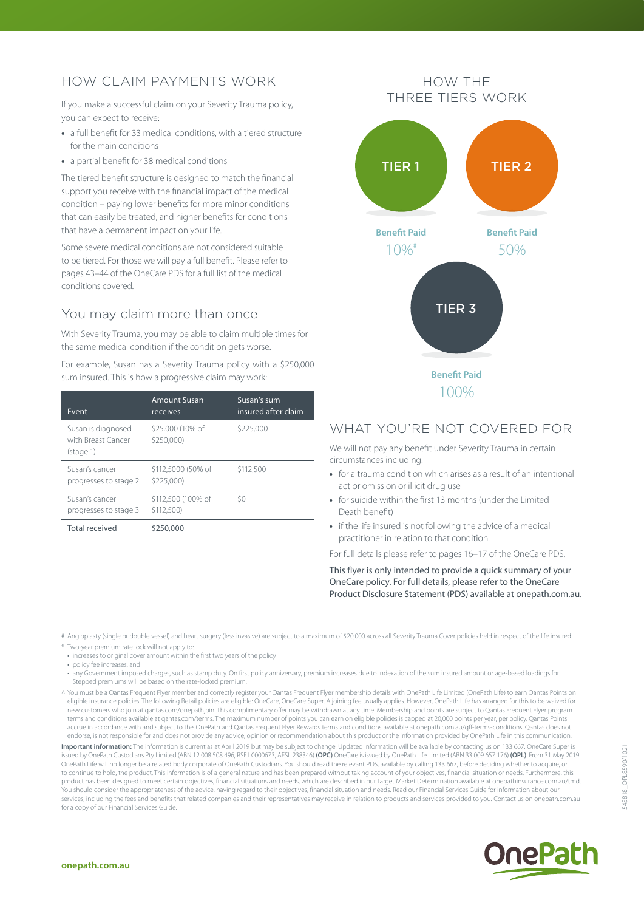## HOW CLAIM PAYMENTS WORK

If you make a successful claim on your Severity Trauma policy, you can expect to receive:

- a full benefit for 33 medical conditions, with a tiered structure for the main conditions
- a partial benefit for 38 medical conditions

The tiered benefit structure is designed to match the financial support you receive with the financial impact of the medical condition – paying lower benefits for more minor conditions that can easily be treated, and higher benefits for conditions that have a permanent impact on your life.

Some severe medical conditions are not considered suitable to be tiered. For those we will pay a full benefit. Please refer to pages 43–44 of the OneCare PDS for a full list of the medical conditions covered.

### You may claim more than once

With Severity Trauma, you may be able to claim multiple times for the same medical condition if the condition gets worse.

For example, Susan has a Severity Trauma policy with a $250,000 sum insured. This is how a progressive claim may work:

| Event | Amount Susan receives | Susan's sum insured after claim |
|---|---|---|
| Susan is diagnosed with Breast Cancer (stage 1) | $25,000 (10% of $250,000) | $225,000 |
| Susan's cancer progresses to stage 2 | $112,5000 (50% of $225,000) | $112,500 |
| Susan's cancer progresses to stage 3 | $112,500 (100% of $112,500) | $0 |
| Total received | $250,000 | |

## HOW THE THREE TIERS WORK

TIER 1

Benefit Paid

10%#

TIER 2

Benefit Paid

50%

TIER 3

Benefit Paid

100%

## WHAT YOU'RE NOT COVERED FOR

We will not pay any benefit under Severity Trauma in certain circumstances including:

- for a trauma condition which arises as a result of an intentional act or omission or illicit drug use
- for suicide within the first 13 months (under the Limited Death benefit)
- if the life insured is not following the advice of a medical practitioner in relation to that condition.

For full details please refer to pages 16–17 of the OneCare PDS.

This flyer is only intended to provide a quick summary of your OneCare policy. For full details, please refer to the OneCare Product Disclosure Statement (PDS) available at onepath.com.au.

# Angioplasty (single or double vessel) and heart surgery (less invasive) are subject to a maximum of $20,000 across all Severity Trauma Cover policies held in respect of the life insured.

\* Two-year premium rate lock will not apply to:

- increases to original cover amount within the first two years of the policy
- policy fee increases, and
- any Government imposed charges, such as stamp duty. On first policy anniversary, premium increases due to indexation of the sum insured amount or age-based loadings for Stepped premiums will be based on the rate-locked premium.

^ You must be a Qantas Frequent Flyer member and correctly register your Qantas Frequent Flyer membership details with OnePath Life Limited (OnePath Life) to earn Qantas Points on eligible insurance policies. The following Retail policies are eligible: OneCare, OneCare Super. A joining fee usually applies. However, OnePath Life has arranged for this to be waived for new customers who join at qantas.com/onepathjoin. This complimentary offer may be withdrawn at any time. Membership and points are subject to Qantas Frequent Flyer program terms and conditions available at qantas.com/terms. The maximum number of points you can earn on eligible policies is capped at 20,000 points per year, per policy. Qantas Points accrue in accordance with and subject to the 'OnePath and Qantas Frequent Flyer Rewards terms and conditions' available at onepath.com.au/qff-terms-conditions. Qantas does not endorse, is not responsible for and does not provide any advice, opinion or recommendation about this product or the information provided by OnePath Life in this communication.

**Important information:** The information is current as at April 2019 but may be subject to change. Updated information will be available by contacting us on 133 667. OneCare Super is issued by OnePath Custodians Pty Limited (ABN 12 008 508 496, RSE L0000673, AFSL 238346) **(OPC)** OneCare is issued by OnePath Life Limited (ABN 33 009 657 176) **(OPL)**. From 31 May 2019 OnePath Life will no longer be a related body corporate of OnePath Custodians. You should read the relevant PDS, available by calling 133 667, before deciding whether to acquire, or to continue to hold, the product. This information is of a general nature and has been prepared without taking account of your objectives, financial situation or needs. Furthermore, this product has been designed to meet certain objectives, financial situations and needs, which are described in our Target Market Determination available at onepathinsurance.com.au/tmd. You should consider the appropriateness of the advice, having regard to their objectives, financial situation and needs. Read our Financial Services Guide for information about our services, including the fees and benefits that related companies and their representatives may receive in relation to products and services provided to you. Contact us on onepath.com.au for a copy of our Financial Services Guide.

545818_OPL8590/1021

onepath.com.au

OnePath